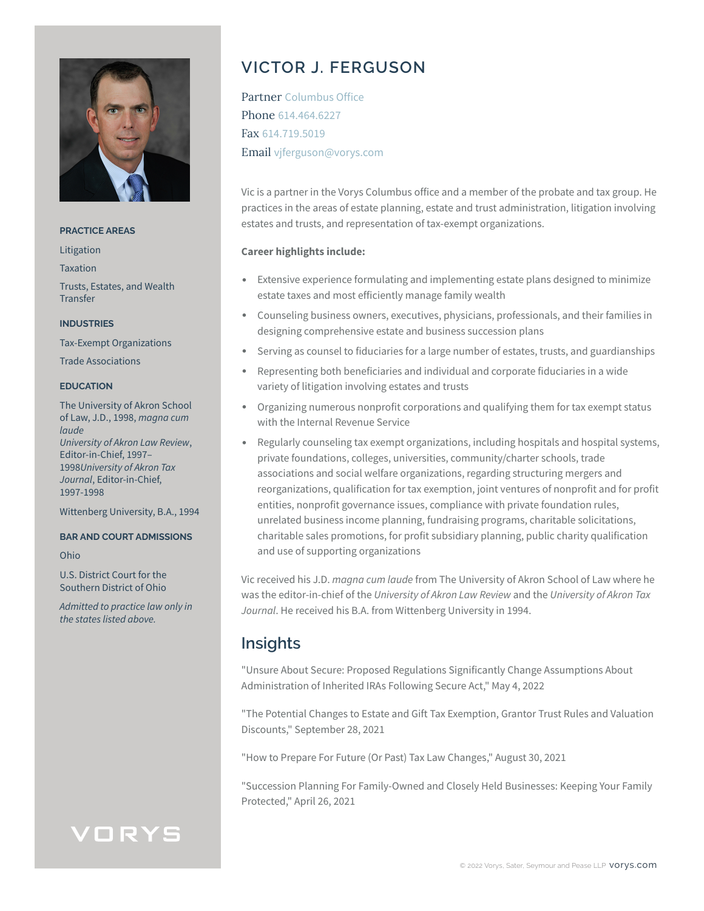# VICTOR J. FERGUSON

Partner Columbus Office
Phone 614.464.6227
Fax 614.719.5019
Email vjferguson@vorys.com

Vic is a partner in the Vorys Columbus office and a member of the probate and tax group. He practices in the areas of estate planning, estate and trust administration, litigation involving estates and trusts, and representation of tax-exempt organizations.

**Career highlights include:**

- Extensive experience formulating and implementing estate plans designed to minimize estate taxes and most efficiently manage family wealth
- Counseling business owners, executives, physicians, professionals, and their families in designing comprehensive estate and business succession plans
- Serving as counsel to fiduciaries for a large number of estates, trusts, and guardianships
- Representing both beneficiaries and individual and corporate fiduciaries in a wide variety of litigation involving estates and trusts
- Organizing numerous nonprofit corporations and qualifying them for tax exempt status with the Internal Revenue Service
- Regularly counseling tax exempt organizations, including hospitals and hospital systems, private foundations, colleges, universities, community/charter schools, trade associations and social welfare organizations, regarding structuring mergers and reorganizations, qualification for tax exemption, joint ventures of nonprofit and for profit entities, nonprofit governance issues, compliance with private foundation rules, unrelated business income planning, fundraising programs, charitable solicitations, charitable sales promotions, for profit subsidiary planning, public charity qualification and use of supporting organizations

Vic received his J.D. *magna cum laude* from The University of Akron School of Law where he was the editor-in-chief of the *University of Akron Law Review* and the *University of Akron Tax Journal*. He received his B.A. from Wittenberg University in 1994.

## Insights

"Unsure About Secure: Proposed Regulations Significantly Change Assumptions About Administration of Inherited IRAs Following Secure Act," May 4, 2022

"The Potential Changes to Estate and Gift Tax Exemption, Grantor Trust Rules and Valuation Discounts," September 28, 2021

"How to Prepare For Future (Or Past) Tax Law Changes," August 30, 2021

"Succession Planning For Family-Owned and Closely Held Businesses: Keeping Your Family Protected," April 26, 2021

### PRACTICE AREAS

Litigation

Taxation

Trusts, Estates, and Wealth Transfer

### INDUSTRIES

Tax-Exempt Organizations

Trade Associations

### EDUCATION

The University of Akron School of Law, J.D., 1998, *magna cum laude*
*University of Akron Law Review*, Editor-in-Chief, 1997–1998*University of Akron Tax Journal*, Editor-in-Chief, 1997-1998

Wittenberg University, B.A., 1994

### BAR AND COURT ADMISSIONS

Ohio

U.S. District Court for the Southern District of Ohio

*Admitted to practice law only in the states listed above.*

VORYS

© 2022 Vorys, Sater, Seymour and Pease LLP vorys.com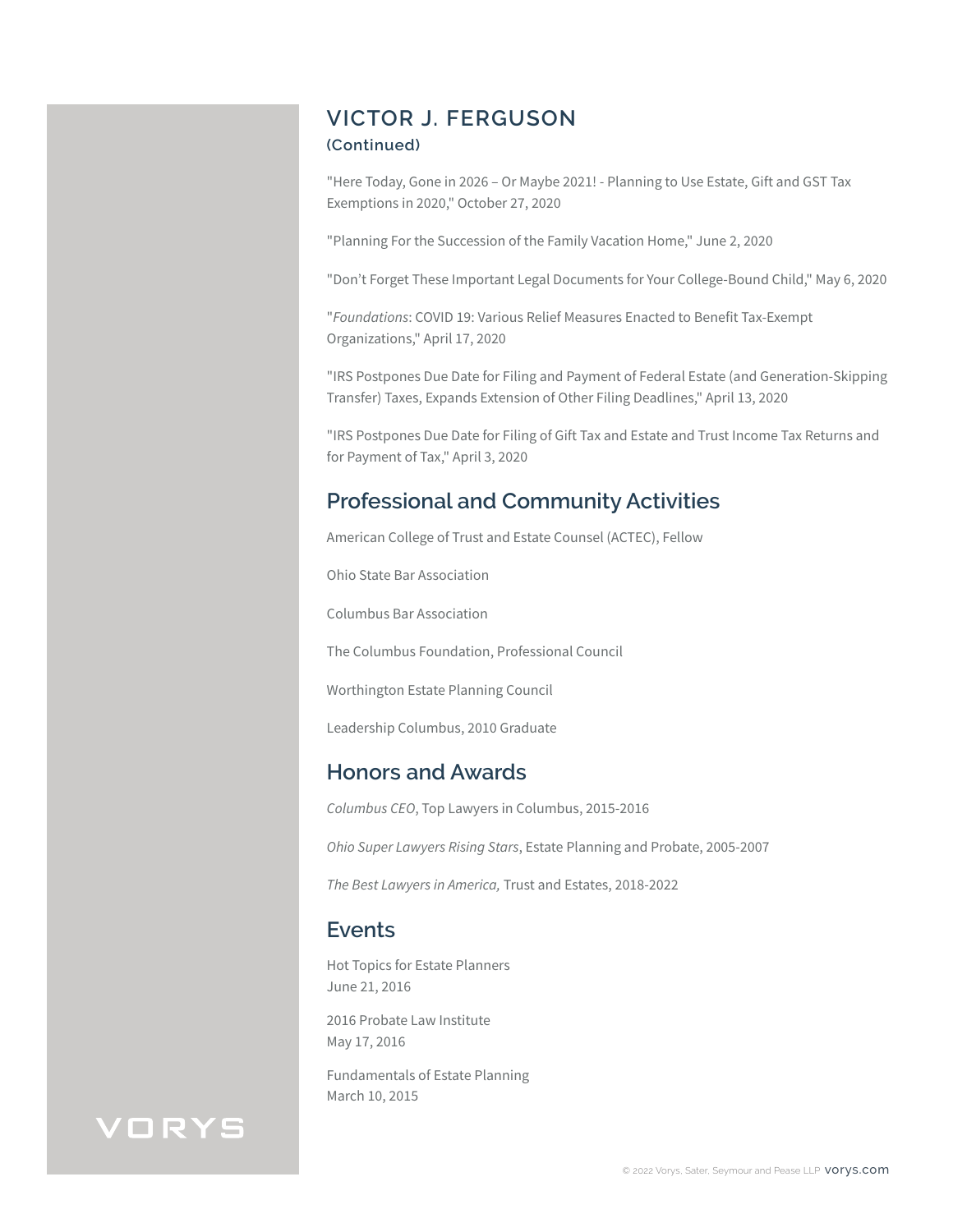# VICTOR J. FERGUSON

**(Continued)**

"Here Today, Gone in 2026 – Or Maybe 2021! - Planning to Use Estate, Gift and GST Tax Exemptions in 2020," October 27, 2020

"Planning For the Succession of the Family Vacation Home," June 2, 2020

"Don't Forget These Important Legal Documents for Your College-Bound Child," May 6, 2020

"*Foundations*: COVID 19: Various Relief Measures Enacted to Benefit Tax-Exempt Organizations," April 17, 2020

"IRS Postpones Due Date for Filing and Payment of Federal Estate (and Generation-Skipping Transfer) Taxes, Expands Extension of Other Filing Deadlines," April 13, 2020

"IRS Postpones Due Date for Filing of Gift Tax and Estate and Trust Income Tax Returns and for Payment of Tax," April 3, 2020

## Professional and Community Activities

American College of Trust and Estate Counsel (ACTEC), Fellow

Ohio State Bar Association

Columbus Bar Association

The Columbus Foundation, Professional Council

Worthington Estate Planning Council

Leadership Columbus, 2010 Graduate

## Honors and Awards

*Columbus CEO*, Top Lawyers in Columbus, 2015-2016

*Ohio Super Lawyers Rising Stars*, Estate Planning and Probate, 2005-2007

*The Best Lawyers in America,* Trust and Estates, 2018-2022

## Events

Hot Topics for Estate Planners
June 21, 2016

2016 Probate Law Institute
May 17, 2016

Fundamentals of Estate Planning
March 10, 2015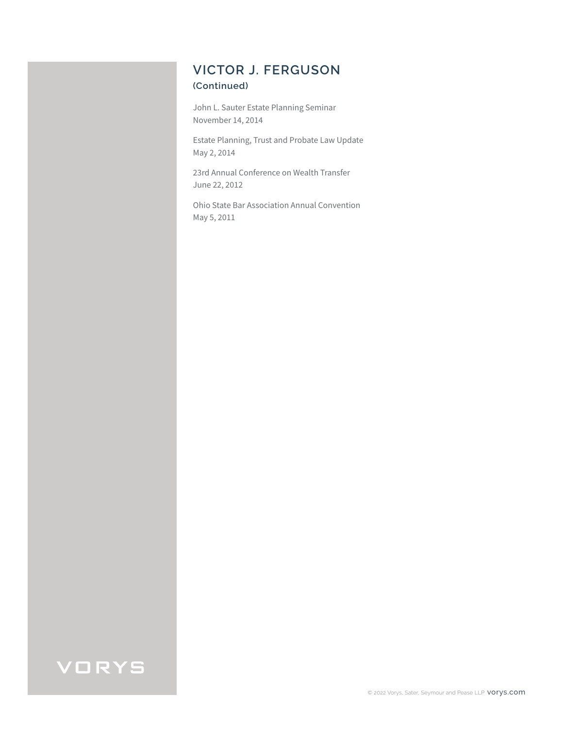# VICTOR J. FERGUSON

### (Continued)

John L. Sauter Estate Planning Seminar
November 14, 2014

Estate Planning, Trust and Probate Law Update
May 2, 2014

23rd Annual Conference on Wealth Transfer
June 22, 2012

Ohio State Bar Association Annual Convention
May 5, 2011

VORYS

© 2022 Vorys, Sater, Seymour and Pease LLP vorys.com